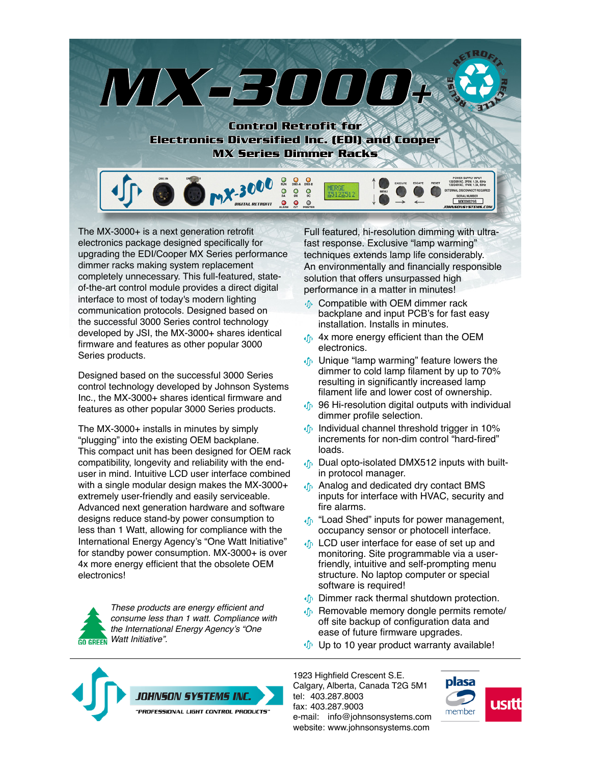# MX-3000+

## Control Retrofit for Electronics Diversified Inc. (EDI) and Cooper MX Series Dimmer Racks

The MX-3000+ is a next generation retrofit electronics package designed specifically for upgrading the EDI/Cooper MX Series performance dimmer racks making system replacement completely unnecessary. This full-featured, state-of-the-art control module provides a direct digital interface to most of today's modern lighting communication protocols. Designed based on the successful 3000 Series control technology developed by JSI, the MX-3000+ shares identical firmware and features as other popular 3000 Series products.

Designed based on the successful 3000 Series control technology developed by Johnson Systems Inc., the MX-3000+ shares identical firmware and features as other popular 3000 Series products.

The MX-3000+ installs in minutes by simply "plugging" into the existing OEM backplane. This compact unit has been designed for OEM rack compatibility, longevity and reliability with the end-user in mind. Intuitive LCD user interface combined with a single modular design makes the MX-3000+ extremely user-friendly and easily serviceable. Advanced next generation hardware and software designs reduce stand-by power consumption to less than 1 Watt, allowing for compliance with the International Energy Agency's "One Watt Initiative" for standby power consumption. MX-3000+ is over 4x more energy efficient that the obsolete OEM electronics!

*These products are energy efficient and consume less than 1 watt. Compliance with the International Energy Agency's "One Watt Initiative".*

Full featured, hi-resolution dimming with ultra-fast response. Exclusive "lamp warming" techniques extends lamp life considerably. An environmentally and financially responsible solution that offers unsurpassed high performance in a matter in minutes!

- Compatible with OEM dimmer rack backplane and input PCB's for fast easy installation. Installs in minutes.
- 4x more energy efficient than the OEM electronics.
- Unique "lamp warming" feature lowers the dimmer to cold lamp filament by up to 70% resulting in significantly increased lamp filament life and lower cost of ownership.
- 96 Hi-resolution digital outputs with individual dimmer profile selection.
- Individual channel threshold trigger in 10% increments for non-dim control "hard-fired" loads.
- Dual opto-isolated DMX512 inputs with built-in protocol manager.
- Analog and dedicated dry contact BMS inputs for interface with HVAC, security and fire alarms.
- "Load Shed" inputs for power management, occupancy sensor or photocell interface.
- LCD user interface for ease of set up and monitoring. Site programmable via a user-friendly, intuitive and self-prompting menu structure. No laptop computer or special software is required!
- Dimmer rack thermal shutdown protection.
- Removable memory dongle permits remote/off site backup of configuration data and ease of future firmware upgrades.
- Up to 10 year product warranty available!

JOHNSON SYSTEMS INC.
"PROFESSIONAL LIGHT CONTROL PRODUCTS"

1923 Highfield Crescent S.E.
Calgary, Alberta, Canada T2G 5M1
tel: 403.287.8003
fax: 403.287.9003
e-mail: info@johnsonsystems.com
website: www.johnsonsystems.com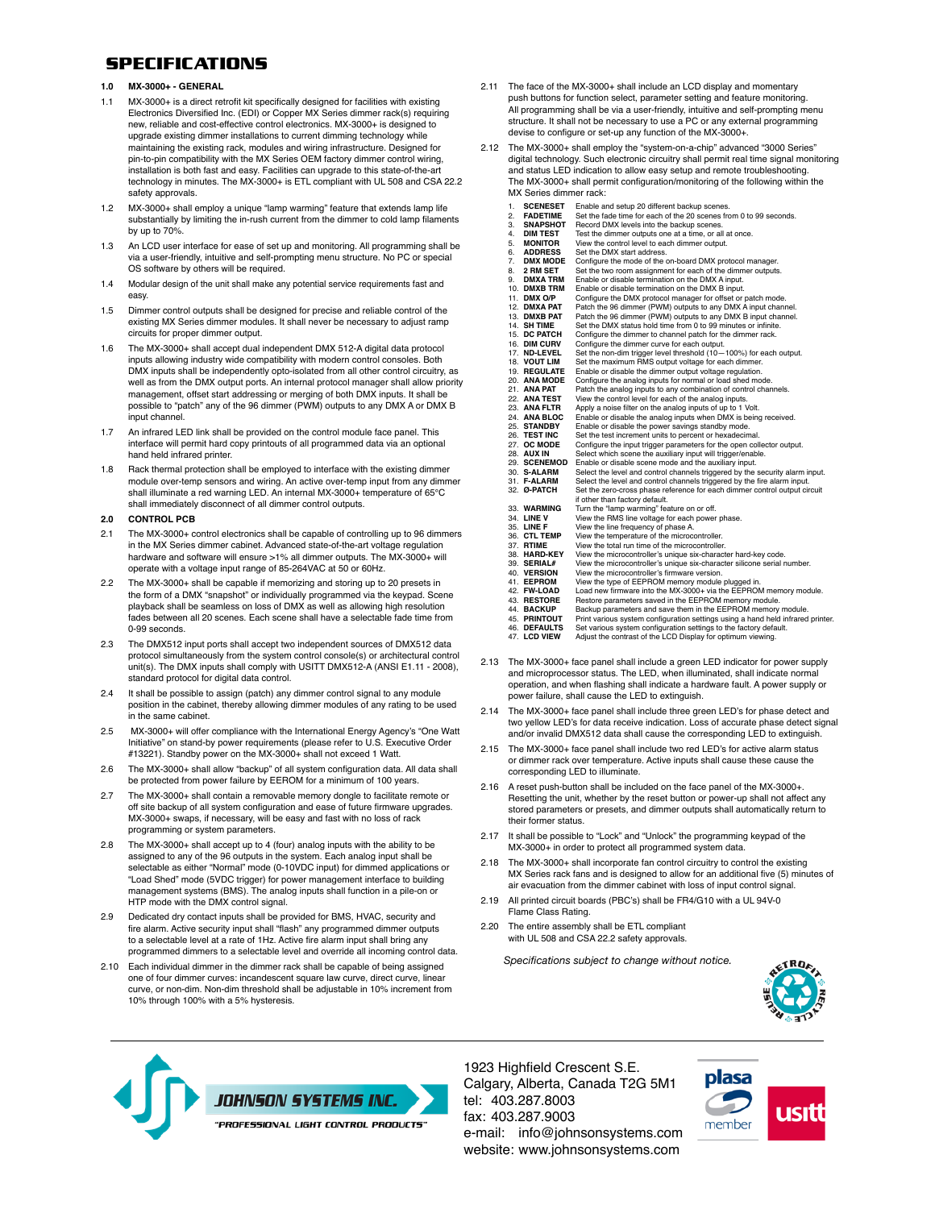# SPECIFICATIONS

**1.0 MX-3000+ - GENERAL**

1.1 MX-3000+ is a direct retrofit kit specifically designed for facilities with existing Electronics Diversified Inc. (EDI) or Copper MX Series dimmer rack(s) requiring new, reliable and cost-effective control electronics. MX-3000+ is designed to upgrade existing dimmer installations to current dimming technology while maintaining the existing rack, modules and wiring infrastructure. Designed for pin-to-pin compatibility with the MX Series OEM factory dimmer control wiring, installation is both fast and easy. Facilities can upgrade to this state-of-the-art technology in minutes. The MX-3000+ is ETL compliant with UL 508 and CSA 22.2 safety approvals.

1.2 MX-3000+ shall employ a unique "lamp warming" feature that extends lamp life substantially by limiting the in-rush current from the dimmer to cold lamp filaments by up to 70%.

1.3 An LCD user interface for ease of set up and monitoring. All programming shall be via a user-friendly, intuitive and self-prompting menu structure. No PC or special OS software by others will be required.

1.4 Modular design of the unit shall make any potential service requirements fast and easy.

1.5 Dimmer control outputs shall be designed for precise and reliable control of the existing MX Series dimmer modules. It shall never be necessary to adjust ramp circuits for proper dimmer output.

1.6 The MX-3000+ shall accept dual independent DMX 512-A digital data protocol inputs allowing industry wide compatibility with modern control consoles. Both DMX inputs shall be independently opto-isolated from all other control circuitry, as well as from the DMX output ports. An internal protocol manager shall allow priority management, offset start addressing or merging of both DMX inputs. It shall be possible to "patch" any of the 96 dimmer (PWM) outputs to any DMX A or DMX B input channel.

1.7 An infrared LED link shall be provided on the control module face panel. This interface will permit hard copy printouts of all programmed data via an optional hand held infrared printer.

1.8 Rack thermal protection shall be employed to interface with the existing dimmer module over-temp sensors and wiring. An active over-temp input from any dimmer shall illuminate a red warning LED. An internal MX-3000+ temperature of 65°C shall immediately disconnect of all dimmer control outputs.

**2.0 CONTROL PCB**

2.1 The MX-3000+ control electronics shall be capable of controlling up to 96 dimmers in the MX Series dimmer cabinet. Advanced state-of-the-art voltage regulation hardware and software will ensure >1% all dimmer outputs. The MX-3000+ will operate with a voltage input range of 85-264VAC at 50 or 60Hz.

2.2 The MX-3000+ shall be capable if memorizing and storing up to 20 presets in the form of a DMX "snapshot" or individually programmed via the keypad. Scene playback shall be seamless on loss of DMX as well as allowing high resolution fades between all 20 scenes. Each scene shall have a selectable fade time from 0-99 seconds.

2.3 The DMX512 input ports shall accept two independent sources of DMX512 data protocol simultaneously from the system control console(s) or architectural control unit(s). The DMX inputs shall comply with USITT DMX512-A (ANSI E1.11 - 2008), standard protocol for digital data control.

2.4 It shall be possible to assign (patch) any dimmer control signal to any module position in the cabinet, thereby allowing dimmer modules of any rating to be used in the same cabinet.

2.5 MX-3000+ will offer compliance with the International Energy Agency's "One Watt Initiative" on stand-by power requirements (please refer to U.S. Executive Order #13221). Standby power on the MX-3000+ shall not exceed 1 Watt.

2.6 The MX-3000+ shall allow "backup" of all system configuration data. All data shall be protected from power failure by EEROM for a minimum of 100 years.

2.7 The MX-3000+ shall contain a removable memory dongle to facilitate remote or off site backup of all system configuration and ease of future firmware upgrades. MX-3000+ swaps, if necessary, will be easy and fast with no loss of rack programming or system parameters.

2.8 The MX-3000+ shall accept up to 4 (four) analog inputs with the ability to be assigned to any of the 96 outputs in the system. Each analog input shall be selectable as either "Normal" mode (0-10VDC input) for dimmed applications or "Load Shed" mode (5VDC trigger) for power management interface to building management systems (BMS). The analog inputs shall function in a pile-on or HTP mode with the DMX control signal.

2.9 Dedicated dry contact inputs shall be provided for BMS, HVAC, security and fire alarm. Active security input shall "flash" any programmed dimmer outputs to a selectable level at a rate of 1Hz. Active fire alarm input shall bring any programmed dimmers to a selectable level and override all incoming control data.

2.10 Each individual dimmer in the dimmer rack shall be capable of being assigned one of four dimmer curves: incandescent square law curve, direct curve, linear curve, or non-dim. Non-dim threshold shall be adjustable in 10% increment from 10% through 100% with a 5% hysteresis.

2.11 The face of the MX-3000+ shall include an LCD display and momentary push buttons for function select, parameter setting and feature monitoring. All programming shall be via a user-friendly, intuitive and self-prompting menu structure. It shall not be necessary to use a PC or any external programming devise to configure or set-up any function of the MX-3000+.

2.12 The MX-3000+ shall employ the "system-on-a-chip" advanced "3000 Series" digital technology. Such electronic circuitry shall permit real time signal monitoring and status LED indication to allow easy setup and remote troubleshooting. The MX-3000+ shall permit configuration/monitoring of the following within the MX Series dimmer rack:

| | | |
|---|---|---|
| 1. | **SCENESET** | Enable and setup 20 different backup scenes. |
| 2. | **FADETIME** | Set the fade time for each of the 20 scenes from 0 to 99 seconds. |
| 3. | **SNAPSHOT** | Record DMX levels into the backup scenes. |
| 4. | **DIM TEST** | Test the dimmer outputs one at a time, or all at once. |
| 5. | **MONITOR** | View the control level to each dimmer output. |
| 6. | **ADDRESS** | Set the DMX start address. |
| 7. | **DMX MODE** | Configure the mode of the on-board DMX protocol manager. |
| 8. | **2 RM SET** | Set the two room assignment for each of the dimmer outputs. |
| 9. | **DMXA TRM** | Enable or disable termination on the DMX A input. |
| 10. | **DMXB TRM** | Enable or disable termination on the DMX B input. |
| 11. | **DMX O/P** | Configure the DMX protocol manager for offset or patch mode. |
| 12. | **DMXA PAT** | Patch the 96 dimmer (PWM) outputs to any DMX A input channel. |
| 13. | **DMXB PAT** | Patch the 96 dimmer (PWM) outputs to any DMX B input channel. |
| 14. | **SH TIME** | Set the DMX status hold time from 0 to 99 minutes or infinite. |
| 15. | **DC PATCH** | Configure the dimmer to channel patch for the dimmer rack. |
| 16. | **DIM CURV** | Configure the dimmer curve for each output. |
| 17. | **ND-LEVEL** | Set the non-dim trigger level threshold (10—100%) for each output. |
| 18. | **VOUT LIM** | Set the maximum RMS output voltage for each dimmer. |
| 19. | **REGULATE** | Enable or disable the dimmer output voltage regulation. |
| 20. | **ANA MODE** | Configure the analog inputs for normal or load shed mode. |
| 21. | **ANA PAT** | Patch the analog inputs to any combination of control channels. |
| 22. | **ANA TEST** | View the control level for each of the analog inputs. |
| 23. | **ANA FLTR** | Apply a noise filter on the analog inputs of up to 1 Volt. |
| 24. | **ANA BLOC** | Enable or disable the analog inputs when DMX is being received. |
| 25. | **STANDBY** | Enable or disable the power savings standby mode. |
| 26. | **TEST INC** | Set the test increment units to percent or hexadecimal. |
| 27. | **OC MODE** | Configure the input trigger parameters for the open collector output. |
| 28. | **AUX IN** | Select which scene the auxiliary input will trigger/enable. |
| 29. | **SCENEMOD** | Enable or disable scene mode and the auxiliary input. |
| 30. | **S-ALARM** | Select the level and control channels triggered by the security alarm input. |
| 31. | **F-ALARM** | Select the level and control channels triggered by the fire alarm input. |
| 32. | **Ø-PATCH** | Set the zero-cross phase reference for each dimmer control output circuit if other than factory default. |
| 33. | **WARMING** | Turn the "lamp warming" feature on or off. |
| 34. | **LINE V** | View the RMS line voltage for each power phase. |
| 35. | **LINE F** | View the line frequency of phase A. |
| 36. | **CTL TEMP** | View the temperature of the microcontroller. |
| 37. | **RTIME** | View the total run time of the microcontroller. |
| 38. | **HARD-KEY** | View the microcontroller's unique six-character hard-key code. |
| 39. | **SERIAL#** | View the microcontroller's unique six-character silicone serial number. |
| 40. | **VERSION** | View the microcontroller's firmware version. |
| 41. | **EEPROM** | View the type of EEPROM memory module plugged in. |
| 42. | **FW-LOAD** | Load new firmware into the MX-3000+ via the EEPROM memory module. |
| 43. | **RESTORE** | Restore parameters saved in the EEPROM memory module. |
| 44. | **BACKUP** | Backup parameters and save them in the EEPROM memory module. |
| 45. | **PRINTOUT** | Print various system configuration settings using a hand held infrared printer. |
| 46. | **DEFAULTS** | Set various system configuration settings to the factory default. |
| 47. | **LCD VIEW** | Adjust the contrast of the LCD Display for optimum viewing. |

2.13 The MX-3000+ face panel shall include a green LED indicator for power supply and microprocessor status. The LED, when illuminated, shall indicate normal operation, and when flashing shall indicate a hardware fault. A power supply or power failure, shall cause the LED to extinguish.

2.14 The MX-3000+ face panel shall include three green LED's for phase detect and two yellow LED's for data receive indication. Loss of accurate phase detect signal and/or invalid DMX512 data shall cause the corresponding LED to extinguish.

2.15 The MX-3000+ face panel shall include two red LED's for active alarm status or dimmer rack over temperature. Active inputs shall cause these cause the corresponding LED to illuminate.

2.16 A reset push-button shall be included on the face panel of the MX-3000+. Resetting the unit, whether by the reset button or power-up shall not affect any stored parameters or presets, and dimmer outputs shall automatically return to their former status.

2.17 It shall be possible to "Lock" and "Unlock" the programming keypad of the MX-3000+ in order to protect all programmed system data.

2.18 The MX-3000+ shall incorporate fan control circuitry to control the existing MX Series rack fans and is designed to allow for an additional five (5) minutes of air evacuation from the dimmer cabinet with loss of input control signal.

2.19 All printed circuit boards (PBC's) shall be FR4/G10 with a UL 94V-0 Flame Class Rating.

2.20 The entire assembly shall be ETL compliant with UL 508 and CSA 22.2 safety approvals.

*Specifications subject to change without notice.*

RETROFIT RECYCLE REUSE

JOHNSON SYSTEMS INC.
"PROFESSIONAL LIGHT CONTROL PRODUCTS"

1923 Highfield Crescent S.E.
Calgary, Alberta, Canada T2G 5M1
tel: 403.287.8003
fax: 403.287.9003
e-mail: info@johnsonsystems.com
website: www.johnsonsystems.com

plasa member

usitt